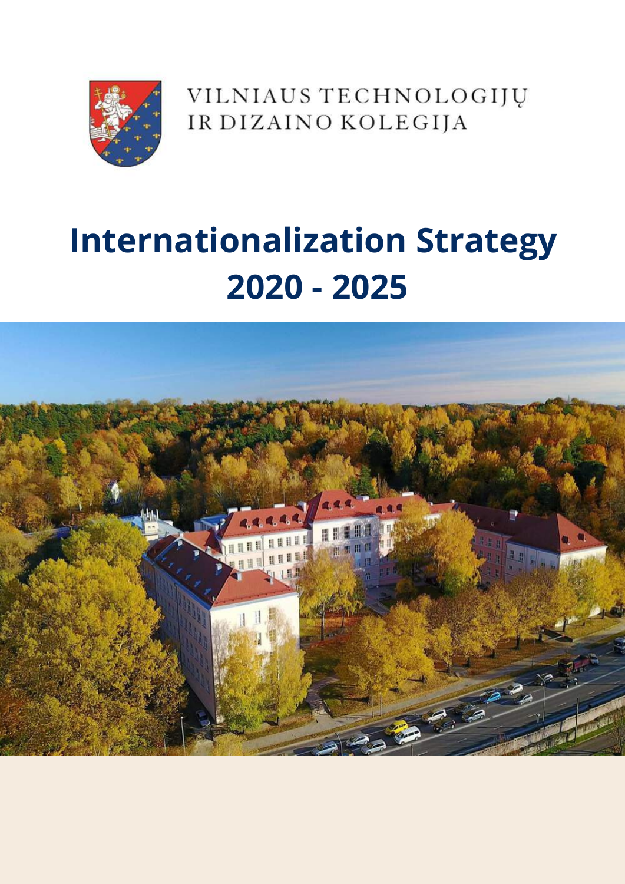VILNIAUS TECHNOLOGIJŲ IR DIZAINO KOLEGIJA

# Internationalization Strategy 2020 - 2025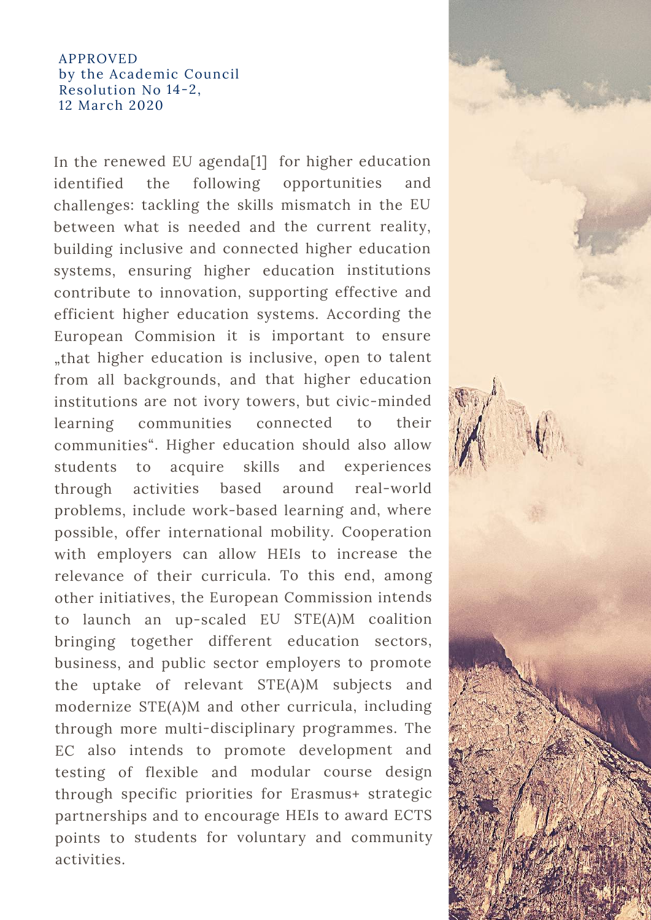APPROVED
by the Academic Council
Resolution No 14-2,
12 March 2020

In the renewed EU agenda[1] for higher education identified the following opportunities and challenges: tackling the skills mismatch in the EU between what is needed and the current reality, building inclusive and connected higher education systems, ensuring higher education institutions contribute to innovation, supporting effective and efficient higher education systems. According the European Commision it is important to ensure „that higher education is inclusive, open to talent from all backgrounds, and that higher education institutions are not ivory towers, but civic-minded learning communities connected to their communities". Higher education should also allow students to acquire skills and experiences through activities based around real-world problems, include work-based learning and, where possible, offer international mobility. Cooperation with employers can allow HEIs to increase the relevance of their curricula. To this end, among other initiatives, the European Commission intends to launch an up-scaled EU STE(A)M coalition bringing together different education sectors, business, and public sector employers to promote the uptake of relevant STE(A)M subjects and modernize STE(A)M and other curricula, including through more multi-disciplinary programmes. The EC also intends to promote development and testing of flexible and modular course design through specific priorities for Erasmus+ strategic partnerships and to encourage HEIs to award ECTS points to students for voluntary and community activities.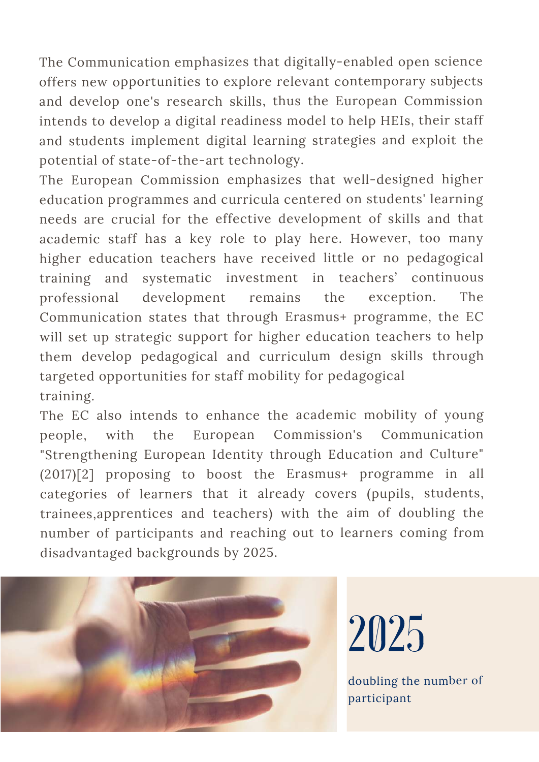The Communication emphasizes that digitally-enabled open science offers new opportunities to explore relevant contemporary subjects and develop one's research skills, thus the European Commission intends to develop a digital readiness model to help HEIs, their staff and students implement digital learning strategies and exploit the potential of state-of-the-art technology.

The European Commission emphasizes that well-designed higher education programmes and curricula centered on students' learning needs are crucial for the effective development of skills and that academic staff has a key role to play here. However, too many higher education teachers have received little or no pedagogical training and systematic investment in teachers' continuous professional development remains the exception. The Communication states that through Erasmus+ programme, the EC will set up strategic support for higher education teachers to help them develop pedagogical and curriculum design skills through targeted opportunities for staff mobility for pedagogical training.

The EC also intends to enhance the academic mobility of young people, with the European Commission's Communication "Strengthening European Identity through Education and Culture" (2017)[2] proposing to boost the Erasmus+ programme in all categories of learners that it already covers (pupils, students, trainees,apprentices and teachers) with the aim of doubling the number of participants and reaching out to learners coming from disadvantaged backgrounds by 2025.

# 2025

doubling the number of participant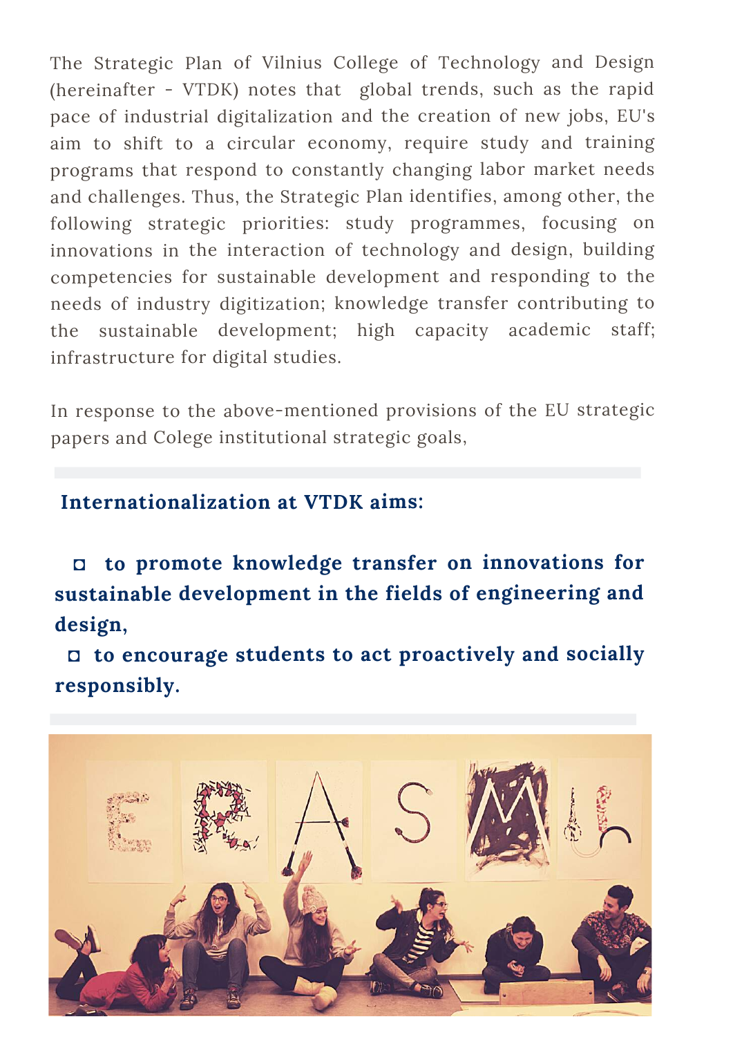The Strategic Plan of Vilnius College of Technology and Design (hereinafter - VTDK) notes that global trends, such as the rapid pace of industrial digitalization and the creation of new jobs, EU's aim to shift to a circular economy, require study and training programs that respond to constantly changing labor market needs and challenges. Thus, the Strategic Plan identifies, among other, the following strategic priorities: study programmes, focusing on innovations in the interaction of technology and design, building competencies for sustainable development and responding to the needs of industry digitization; knowledge transfer contributing to the sustainable development; high capacity academic staff; infrastructure for digital studies.

In response to the above-mentioned provisions of the EU strategic papers and Colege institutional strategic goals,

**Internationalization at VTDK aims:**

- **to promote knowledge transfer on innovations for sustainable development in the fields of engineering and design,**
- **to encourage students to act proactively and socially responsibly.**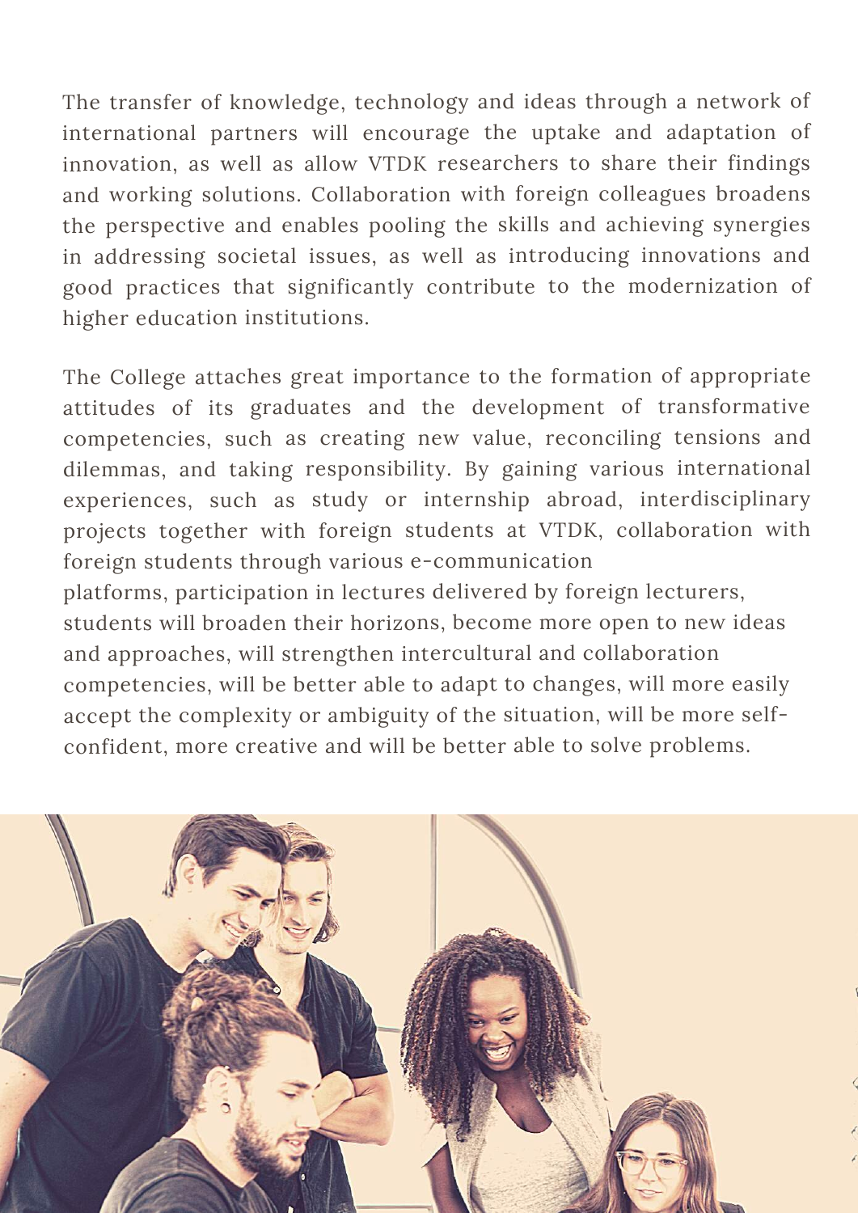The transfer of knowledge, technology and ideas through a network of international partners will encourage the uptake and adaptation of innovation, as well as allow VTDK researchers to share their findings and working solutions. Collaboration with foreign colleagues broadens the perspective and enables pooling the skills and achieving synergies in addressing societal issues, as well as introducing innovations and good practices that significantly contribute to the modernization of higher education institutions.

The College attaches great importance to the formation of appropriate attitudes of its graduates and the development of transformative competencies, such as creating new value, reconciling tensions and dilemmas, and taking responsibility. By gaining various international experiences, such as study or internship abroad, interdisciplinary projects together with foreign students at VTDK, collaboration with foreign students through various e-communication platforms, participation in lectures delivered by foreign lecturers, students will broaden their horizons, become more open to new ideas and approaches, will strengthen intercultural and collaboration competencies, will be better able to adapt to changes, will more easily accept the complexity or ambiguity of the situation, will be more self-confident, more creative and will be better able to solve problems.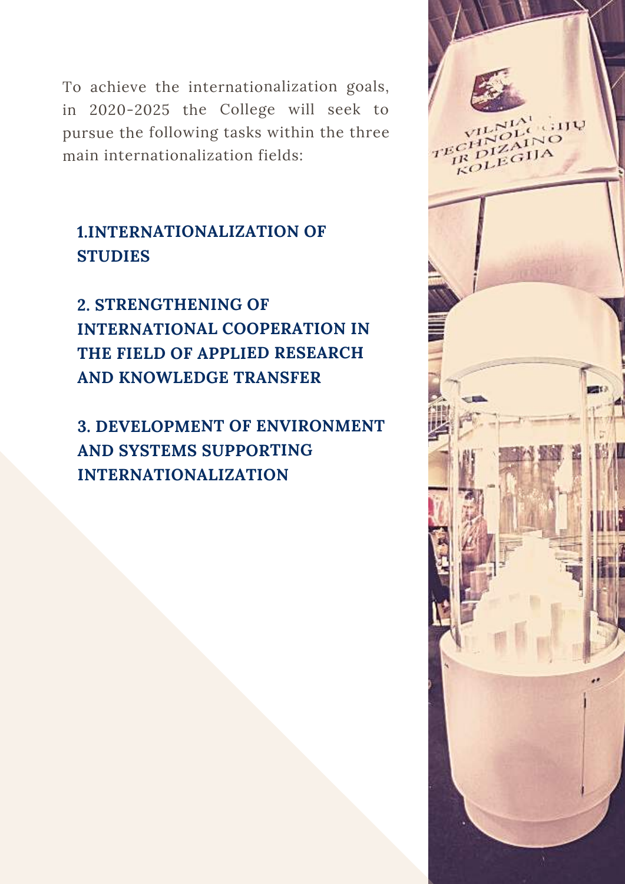To achieve the internationalization goals, in 2020-2025 the College will seek to pursue the following tasks within the three main internationalization fields:

## 1.INTERNATIONALIZATION OF STUDIES

## 2. STRENGTHENING OF INTERNATIONAL COOPERATION IN THE FIELD OF APPLIED RESEARCH AND KNOWLEDGE TRANSFER

## 3. DEVELOPMENT OF ENVIRONMENT AND SYSTEMS SUPPORTING INTERNATIONALIZATION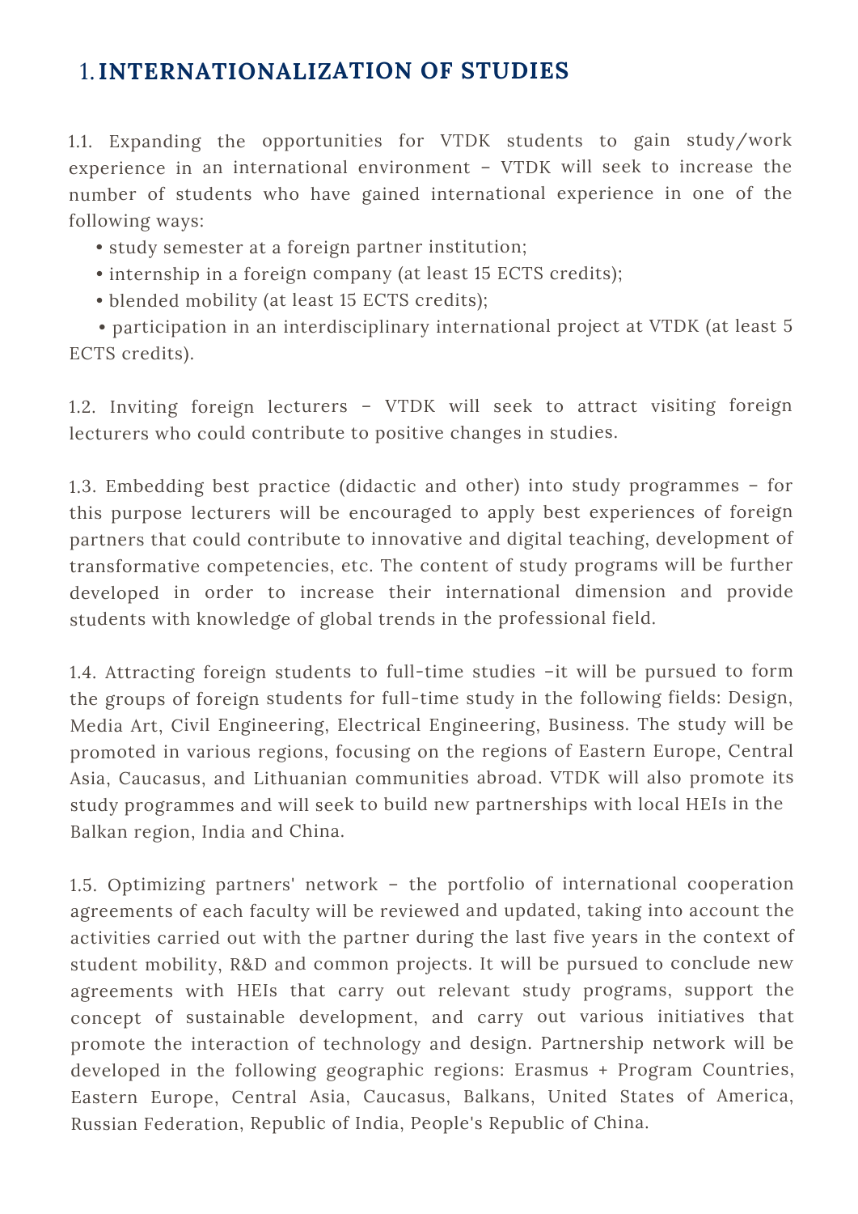# 1. INTERNATIONALIZATION OF STUDIES

1.1. Expanding the opportunities for VTDK students to gain study/work experience in an international environment – VTDK will seek to increase the number of students who have gained international experience in one of the following ways:

- study semester at a foreign partner institution;
- internship in a foreign company (at least 15 ECTS credits);
- blended mobility (at least 15 ECTS credits);
- participation in an interdisciplinary international project at VTDK (at least 5 ECTS credits).

1.2. Inviting foreign lecturers – VTDK will seek to attract visiting foreign lecturers who could contribute to positive changes in studies.

1.3. Embedding best practice (didactic and other) into study programmes – for this purpose lecturers will be encouraged to apply best experiences of foreign partners that could contribute to innovative and digital teaching, development of transformative competencies, etc. The content of study programs will be further developed in order to increase their international dimension and provide students with knowledge of global trends in the professional field.

1.4. Attracting foreign students to full-time studies –it will be pursued to form the groups of foreign students for full-time study in the following fields: Design, Media Art, Civil Engineering, Electrical Engineering, Business. The study will be promoted in various regions, focusing on the regions of Eastern Europe, Central Asia, Caucasus, and Lithuanian communities abroad. VTDK will also promote its study programmes and will seek to build new partnerships with local HEIs in the Balkan region, India and China.

1.5. Optimizing partners' network – the portfolio of international cooperation agreements of each faculty will be reviewed and updated, taking into account the activities carried out with the partner during the last five years in the context of student mobility, R&D and common projects. It will be pursued to conclude new agreements with HEIs that carry out relevant study programs, support the concept of sustainable development, and carry out various initiatives that promote the interaction of technology and design. Partnership network will be developed in the following geographic regions: Erasmus + Program Countries, Eastern Europe, Central Asia, Caucasus, Balkans, United States of America, Russian Federation, Republic of India, People's Republic of China.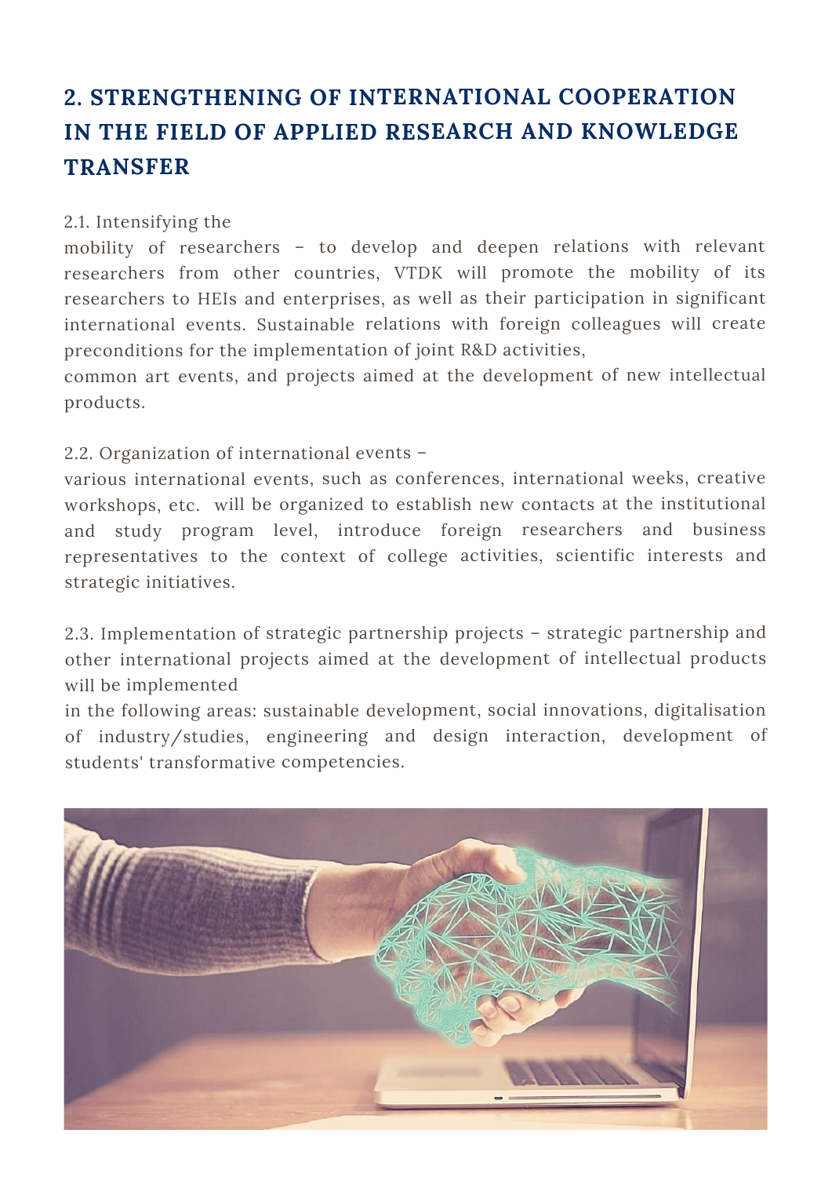## 2. STRENGTHENING OF INTERNATIONAL COOPERATION IN THE FIELD OF APPLIED RESEARCH AND KNOWLEDGE TRANSFER

2.1. Intensifying the mobility of researchers – to develop and deepen relations with relevant researchers from other countries, VTDK will promote the mobility of its researchers to HEIs and enterprises, as well as their participation in significant international events. Sustainable relations with foreign colleagues will create preconditions for the implementation of joint R&D activities, common art events, and projects aimed at the development of new intellectual products.

2.2. Organization of international events – various international events, such as conferences, international weeks, creative workshops, etc. will be organized to establish new contacts at the institutional and study program level, introduce foreign researchers and business representatives to the context of college activities, scientific interests and strategic initiatives.

2.3. Implementation of strategic partnership projects – strategic partnership and other international projects aimed at the development of intellectual products will be implemented in the following areas: sustainable development, social innovations, digitalisation of industry/studies, engineering and design interaction, development of students' transformative competencies.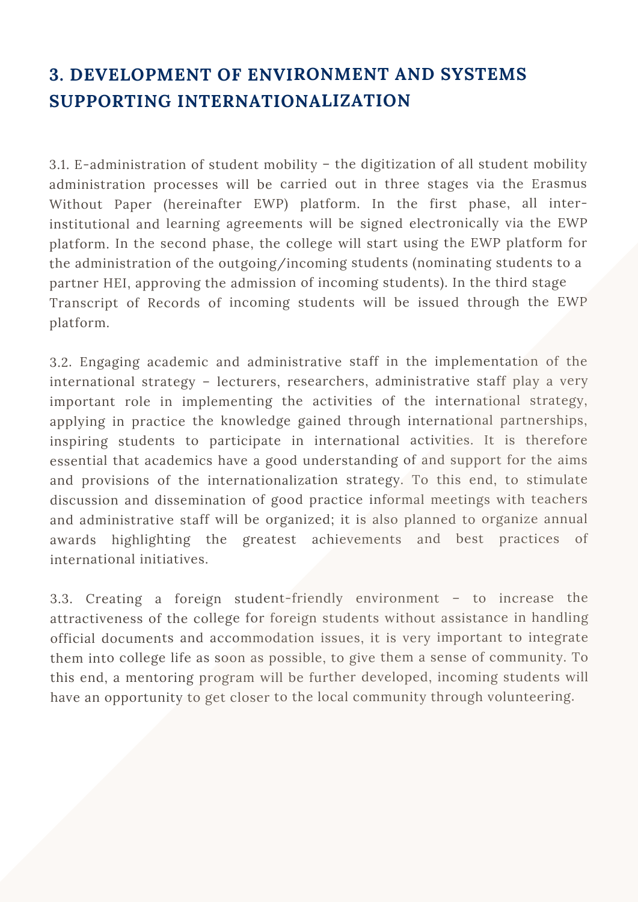## 3. DEVELOPMENT OF ENVIRONMENT AND SYSTEMS SUPPORTING INTERNATIONALIZATION

3.1. E-administration of student mobility – the digitization of all student mobility administration processes will be carried out in three stages via the Erasmus Without Paper (hereinafter EWP) platform. In the first phase, all inter-institutional and learning agreements will be signed electronically via the EWP platform. In the second phase, the college will start using the EWP platform for the administration of the outgoing/incoming students (nominating students to a partner HEI, approving the admission of incoming students). In the third stage Transcript of Records of incoming students will be issued through the EWP platform.

3.2. Engaging academic and administrative staff in the implementation of the international strategy – lecturers, researchers, administrative staff play a very important role in implementing the activities of the international strategy, applying in practice the knowledge gained through international partnerships, inspiring students to participate in international activities. It is therefore essential that academics have a good understanding of and support for the aims and provisions of the internationalization strategy. To this end, to stimulate discussion and dissemination of good practice informal meetings with teachers and administrative staff will be organized; it is also planned to organize annual awards highlighting the greatest achievements and best practices of international initiatives.

3.3. Creating a foreign student-friendly environment – to increase the attractiveness of the college for foreign students without assistance in handling official documents and accommodation issues, it is very important to integrate them into college life as soon as possible, to give them a sense of community. To this end, a mentoring program will be further developed, incoming students will have an opportunity to get closer to the local community through volunteering.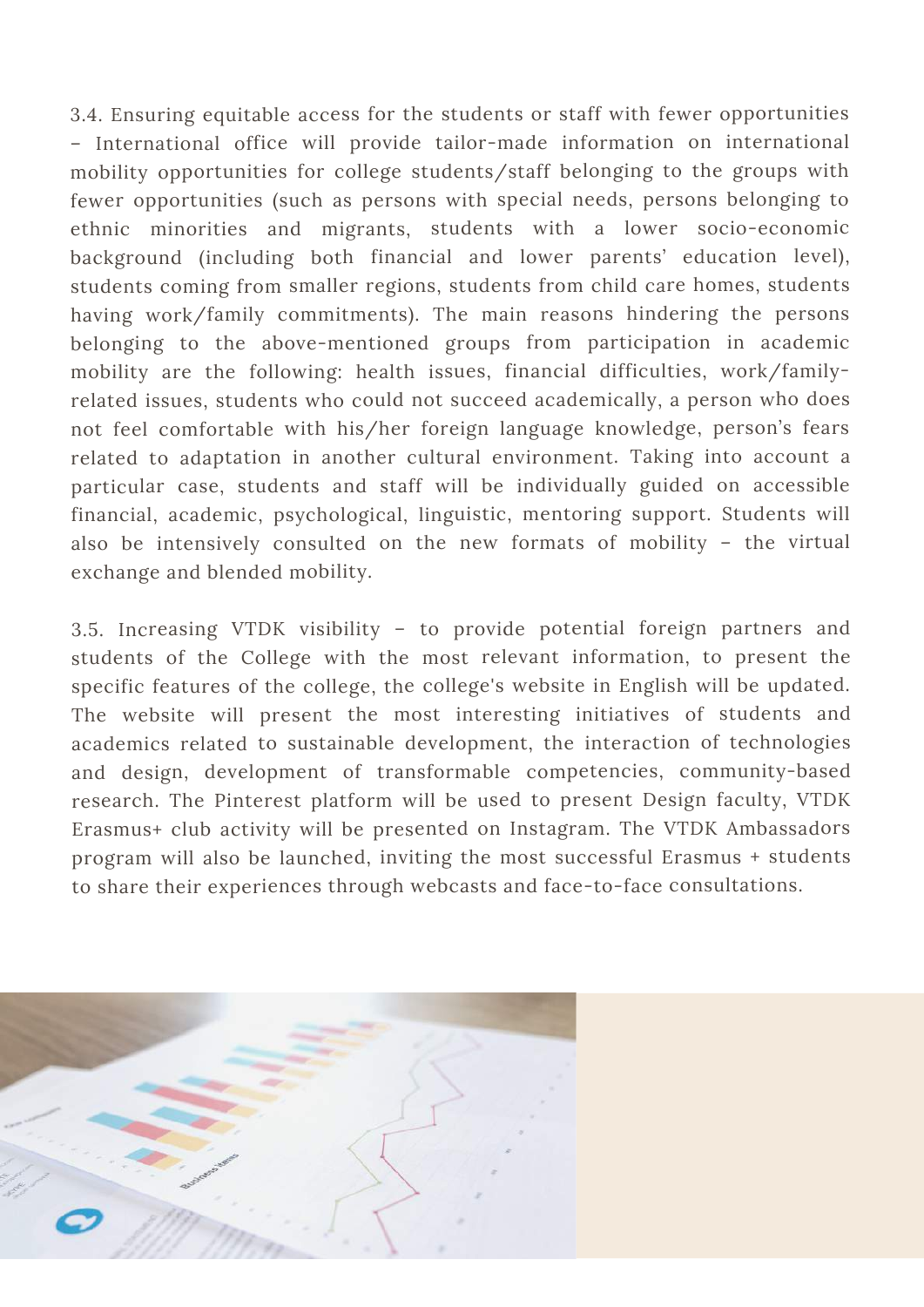3.4. Ensuring equitable access for the students or staff with fewer opportunities – International office will provide tailor-made information on international mobility opportunities for college students/staff belonging to the groups with fewer opportunities (such as persons with special needs, persons belonging to ethnic minorities and migrants, students with a lower socio-economic background (including both financial and lower parents' education level), students coming from smaller regions, students from child care homes, students having work/family commitments). The main reasons hindering the persons belonging to the above-mentioned groups from participation in academic mobility are the following: health issues, financial difficulties, work/family-related issues, students who could not succeed academically, a person who does not feel comfortable with his/her foreign language knowledge, person's fears related to adaptation in another cultural environment. Taking into account a particular case, students and staff will be individually guided on accessible financial, academic, psychological, linguistic, mentoring support. Students will also be intensively consulted on the new formats of mobility – the virtual exchange and blended mobility.

3.5. Increasing VTDK visibility – to provide potential foreign partners and students of the College with the most relevant information, to present the specific features of the college, the college's website in English will be updated. The website will present the most interesting initiatives of students and academics related to sustainable development, the interaction of technologies and design, development of transformable competencies, community-based research. The Pinterest platform will be used to present Design faculty, VTDK Erasmus+ club activity will be presented on Instagram. The VTDK Ambassadors program will also be launched, inviting the most successful Erasmus + students to share their experiences through webcasts and face-to-face consultations.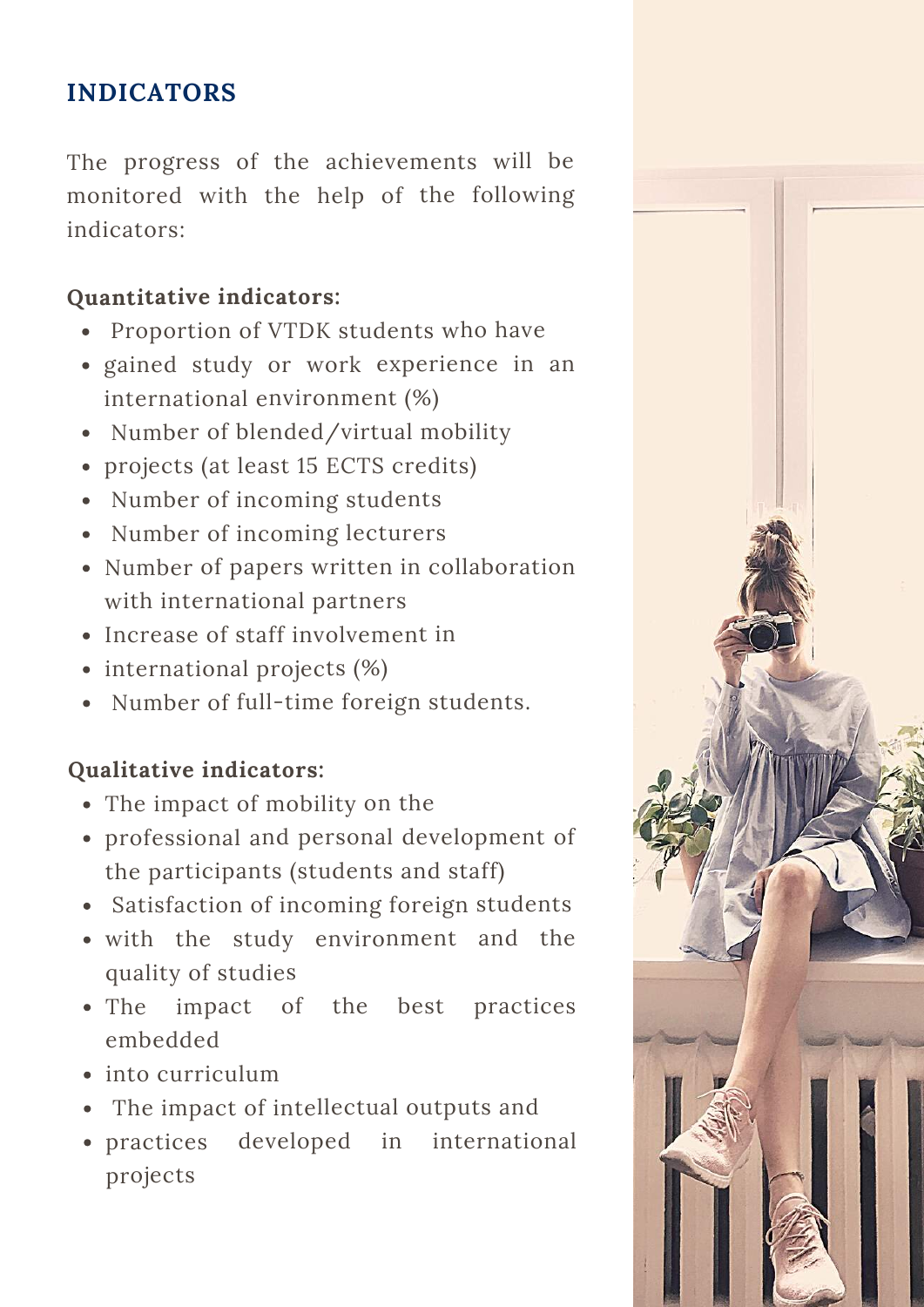## INDICATORS

The progress of the achievements will be monitored with the help of the following indicators:

**Quantitative indicators**:

- Proportion of VTDK students who have
- gained study or work experience in an international environment (%)
- Number of blended/virtual mobility
- projects (at least 15 ECTS credits)
- Number of incoming students
- Number of incoming lecturers
- Number of papers written in collaboration with international partners
- Increase of staff involvement in
- international projects (%)
- Number of full-time foreign students.

**Qualitative indicators:**

- The impact of mobility on the
- professional and personal development of the participants (students and staff)
- Satisfaction of incoming foreign students
- with the study environment and the quality of studies
- The impact of the best practices embedded
- into curriculum
- The impact of intellectual outputs and
- practices developed in international projects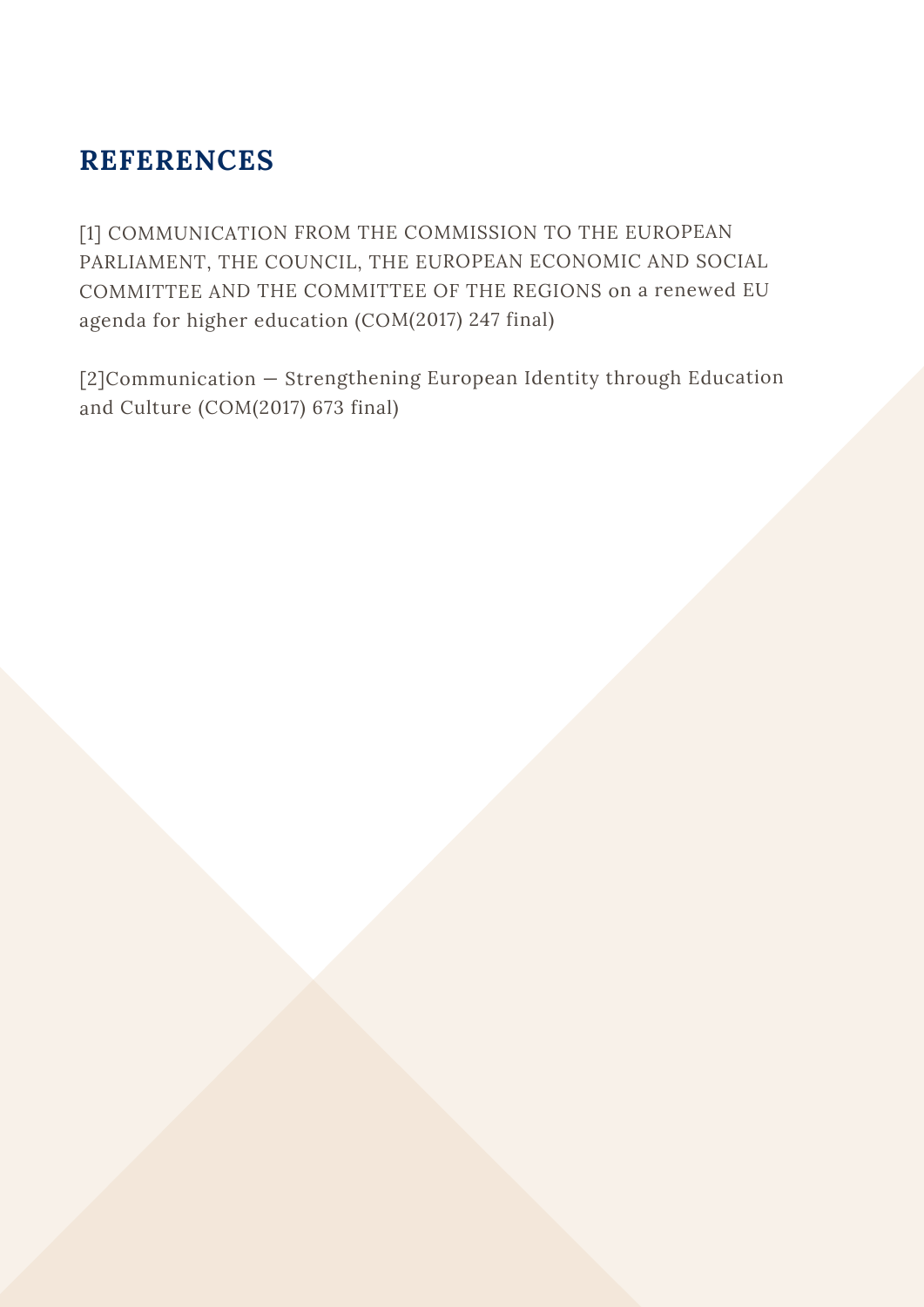## REFERENCES

[1] COMMUNICATION FROM THE COMMISSION TO THE EUROPEAN PARLIAMENT, THE COUNCIL, THE EUROPEAN ECONOMIC AND SOCIAL COMMITTEE AND THE COMMITTEE OF THE REGIONS on a renewed EU agenda for higher education (COM(2017) 247 final)

[2]Communication — Strengthening European Identity through Education and Culture (COM(2017) 673 final)